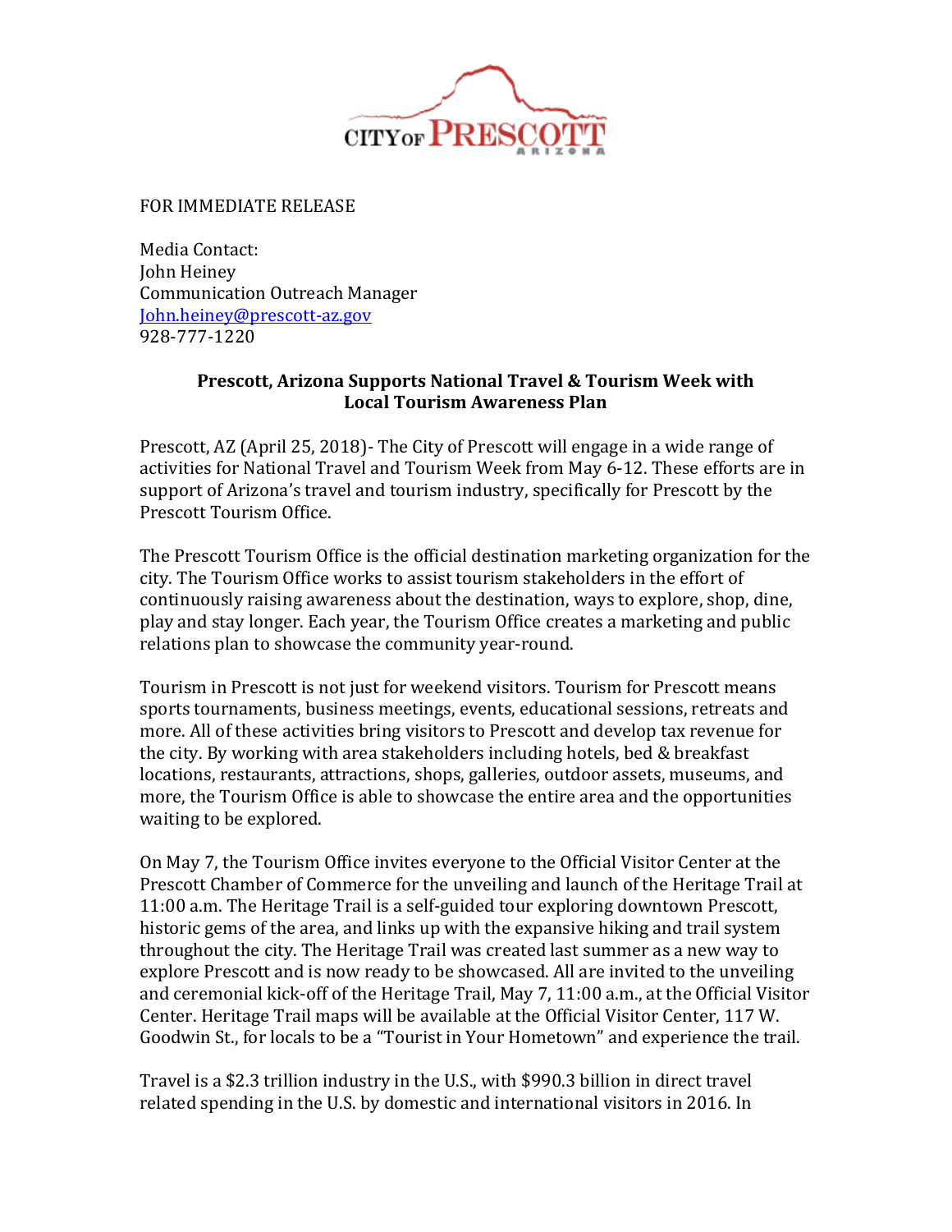FOR IMMEDIATE RELEASE

Media Contact:
John Heiney
Communication Outreach Manager
John.heiney@prescott-az.gov
928-777-1220

**Prescott, Arizona Supports National Travel & Tourism Week with Local Tourism Awareness Plan**

Prescott, AZ (April 25, 2018)- The City of Prescott will engage in a wide range of activities for National Travel and Tourism Week from May 6-12. These efforts are in support of Arizona's travel and tourism industry, specifically for Prescott by the Prescott Tourism Office.

The Prescott Tourism Office is the official destination marketing organization for the city. The Tourism Office works to assist tourism stakeholders in the effort of continuously raising awareness about the destination, ways to explore, shop, dine, play and stay longer. Each year, the Tourism Office creates a marketing and public relations plan to showcase the community year-round.

Tourism in Prescott is not just for weekend visitors. Tourism for Prescott means sports tournaments, business meetings, events, educational sessions, retreats and more. All of these activities bring visitors to Prescott and develop tax revenue for the city. By working with area stakeholders including hotels, bed & breakfast locations, restaurants, attractions, shops, galleries, outdoor assets, museums, and more, the Tourism Office is able to showcase the entire area and the opportunities waiting to be explored.

On May 7, the Tourism Office invites everyone to the Official Visitor Center at the Prescott Chamber of Commerce for the unveiling and launch of the Heritage Trail at 11:00 a.m. The Heritage Trail is a self-guided tour exploring downtown Prescott, historic gems of the area, and links up with the expansive hiking and trail system throughout the city. The Heritage Trail was created last summer as a new way to explore Prescott and is now ready to be showcased. All are invited to the unveiling and ceremonial kick-off of the Heritage Trail, May 7, 11:00 a.m., at the Official Visitor Center. Heritage Trail maps will be available at the Official Visitor Center, 117 W. Goodwin St., for locals to be a "Tourist in Your Hometown" and experience the trail.

Travel is a $2.3 trillion industry in the U.S., with $990.3 billion in direct travel related spending in the U.S. by domestic and international visitors in 2016. In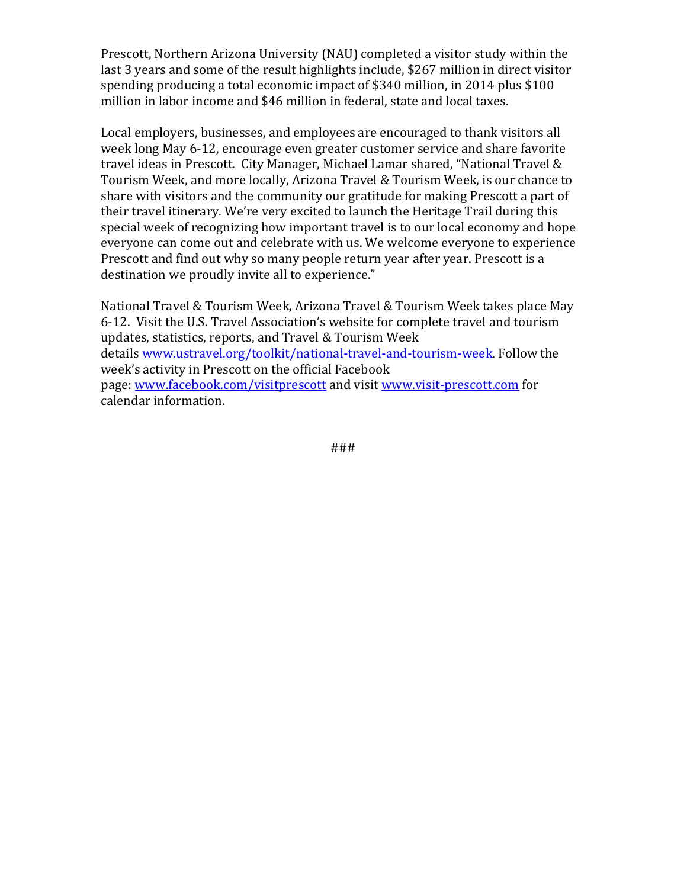Prescott, Northern Arizona University (NAU) completed a visitor study within the last 3 years and some of the result highlights include, $267 million in direct visitor spending producing a total economic impact of $340 million, in 2014 plus $100 million in labor income and $46 million in federal, state and local taxes.

Local employers, businesses, and employees are encouraged to thank visitors all week long May 6-12, encourage even greater customer service and share favorite travel ideas in Prescott. City Manager, Michael Lamar shared, "National Travel & Tourism Week, and more locally, Arizona Travel & Tourism Week, is our chance to share with visitors and the community our gratitude for making Prescott a part of their travel itinerary. We're very excited to launch the Heritage Trail during this special week of recognizing how important travel is to our local economy and hope everyone can come out and celebrate with us. We welcome everyone to experience Prescott and find out why so many people return year after year. Prescott is a destination we proudly invite all to experience."

National Travel & Tourism Week, Arizona Travel & Tourism Week takes place May 6-12. Visit the U.S. Travel Association's website for complete travel and tourism updates, statistics, reports, and Travel & Tourism Week details [www.ustravel.org/toolkit/national-travel-and-tourism-week](www.ustravel.org/toolkit/national-travel-and-tourism-week). Follow the week's activity in Prescott on the official Facebook page: [www.facebook.com/visitprescott](www.facebook.com/visitprescott) and visit [www.visit-prescott.com](www.visit-prescott.com) for calendar information.

###